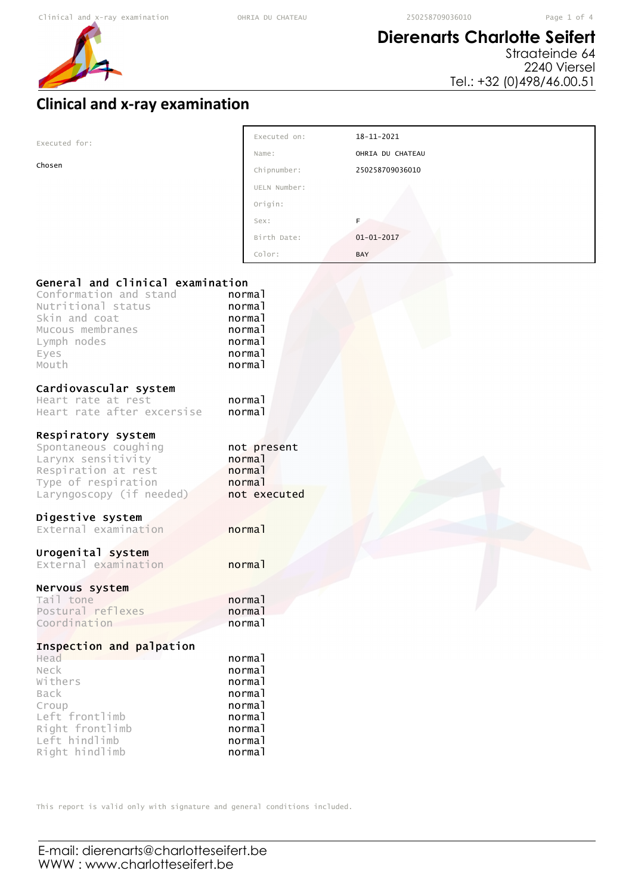# Dierenarts Charlotte Seifert

Straateinde 64
2240 Viersel
Tel.: +32 (0)498/46.00.51

## Clinical and x-ray examination

Executed for:

Chosen

| | |
|---|---|
| Executed on: | 18-11-2021 |
| Name: | OHRIA DU CHATEAU |
| Chipnumber: | 250258709036010 |
| UELN Number: | |
| Origin: | |
| Sex: | F |
| Birth Date: | 01-01-2017 |
| Color: | BAY |

### General and clinical examination

| | |
|---|---|
| Conformation and stand | normal |
| Nutritional status | normal |
| Skin and coat | normal |
| Mucous membranes | normal |
| Lymph nodes | normal |
| Eyes | normal |
| Mouth | normal |

### Cardiovascular system

| | |
|---|---|
| Heart rate at rest | normal |
| Heart rate after excersise | normal |

### Respiratory system

| | |
|---|---|
| Spontaneous coughing | not present |
| Larynx sensitivity | normal |
| Respiration at rest | normal |
| Type of respiration | normal |
| Laryngoscopy (if needed) | not executed |

### Digestive system

| | |
|---|---|
| External examination | normal |

### Urogenital system

| | |
|---|---|
| External examination | normal |

### Nervous system

| | |
|---|---|
| Tail tone | normal |
| Postural reflexes | normal |
| Coordination | normal |

### Inspection and palpation

| | |
|---|---|
| Head | normal |
| Neck | normal |
| Withers | normal |
| Back | normal |
| Croup | normal |
| Left frontlimb | normal |
| Right frontlimb | normal |
| Left hindlimb | normal |
| Right hindlimb | normal |

This report is valid only with signature and general conditions included.

E-mail: dierenarts@charlotteseifert.be
WWW : www.charlotteseifert.be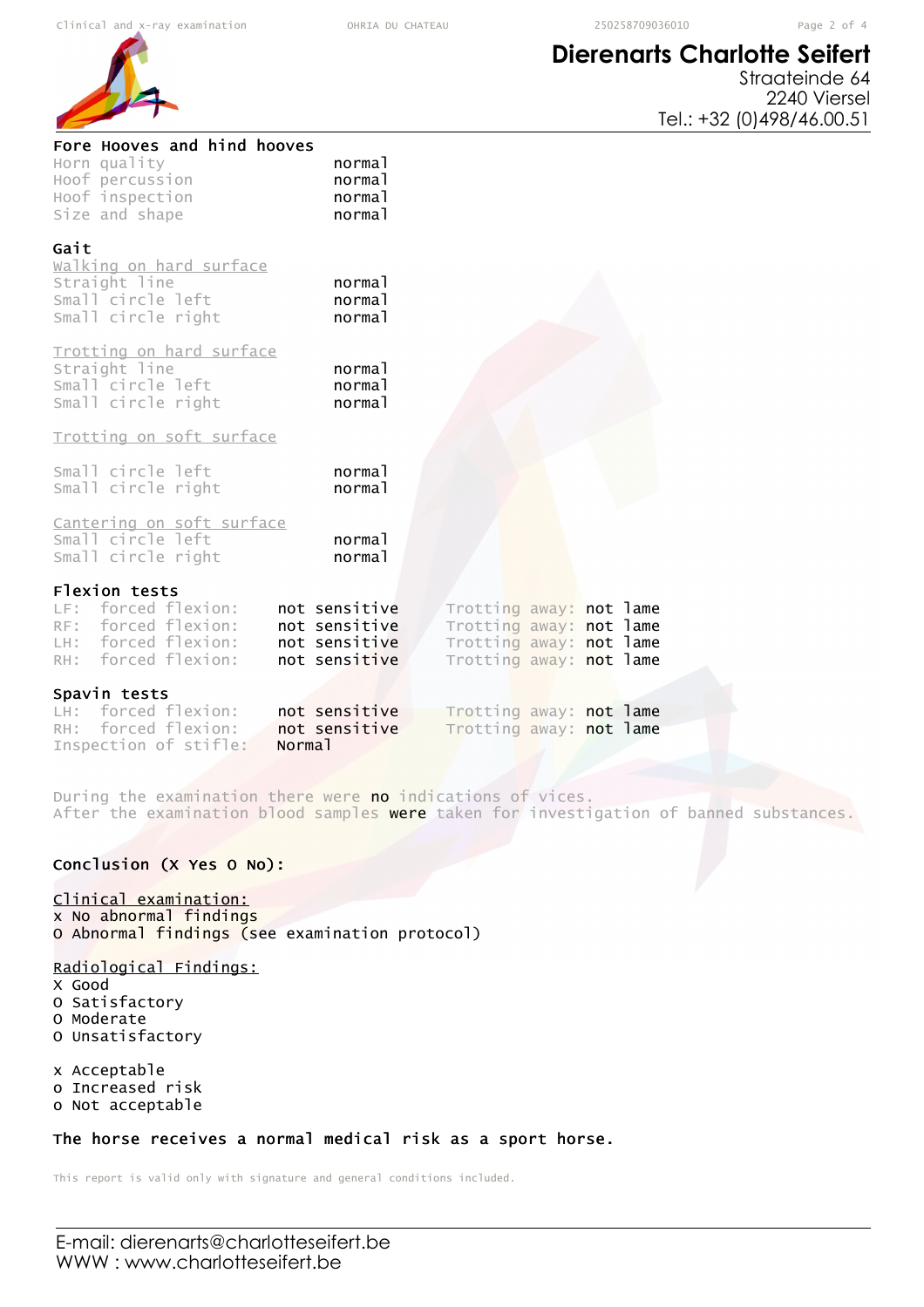**Dierenarts Charlotte Seifert**
Straateinde 64
2240 Viersel
Tel.: +32 (0)498/46.00.51

**Fore Hooves and hind hooves**

| | |
|---|---|
| Horn quality | normal |
| Hoof percussion | normal |
| Hoof inspection | normal |
| Size and shape | normal |

**Gait**

Walking on hard surface

| | |
|---|---|
| Straight line | normal |
| Small circle left | normal |
| Small circle right | normal |

Trotting on hard surface

| | |
|---|---|
| Straight line | normal |
| Small circle left | normal |
| Small circle right | normal |

Trotting on soft surface

| | |
|---|---|
| Small circle left | normal |
| Small circle right | normal |

Cantering on soft surface

| | |
|---|---|
| Small circle left | normal |
| Small circle right | normal |

**Flexion tests**

| | | |
|---|---|---|
| LF: forced flexion: | not sensitive | Trotting away: not lame |
| RF: forced flexion: | not sensitive | Trotting away: not lame |
| LH: forced flexion: | not sensitive | Trotting away: not lame |
| RH: forced flexion: | not sensitive | Trotting away: not lame |

**Spavin tests**

| | | |
|---|---|---|
| LH: forced flexion: | not sensitive | Trotting away: not lame |
| RH: forced flexion: | not sensitive | Trotting away: not lame |
| Inspection of stifle: | Normal | |

During the examination there were **no** indications of vices.
After the examination blood samples **were** taken for investigation of banned substances.

**Conclusion (X Yes O No):**

Clinical examination:
x No abnormal findings
O Abnormal findings (see examination protocol)

Radiological Findings:
X Good
O Satisfactory
O Moderate
O Unsatisfactory

x Acceptable
o Increased risk
o Not acceptable

**The horse receives a normal medical risk as a sport horse.**

This report is valid only with signature and general conditions included.

E-mail: dierenarts@charlotteseifert.be
WWW : www.charlotteseifert.be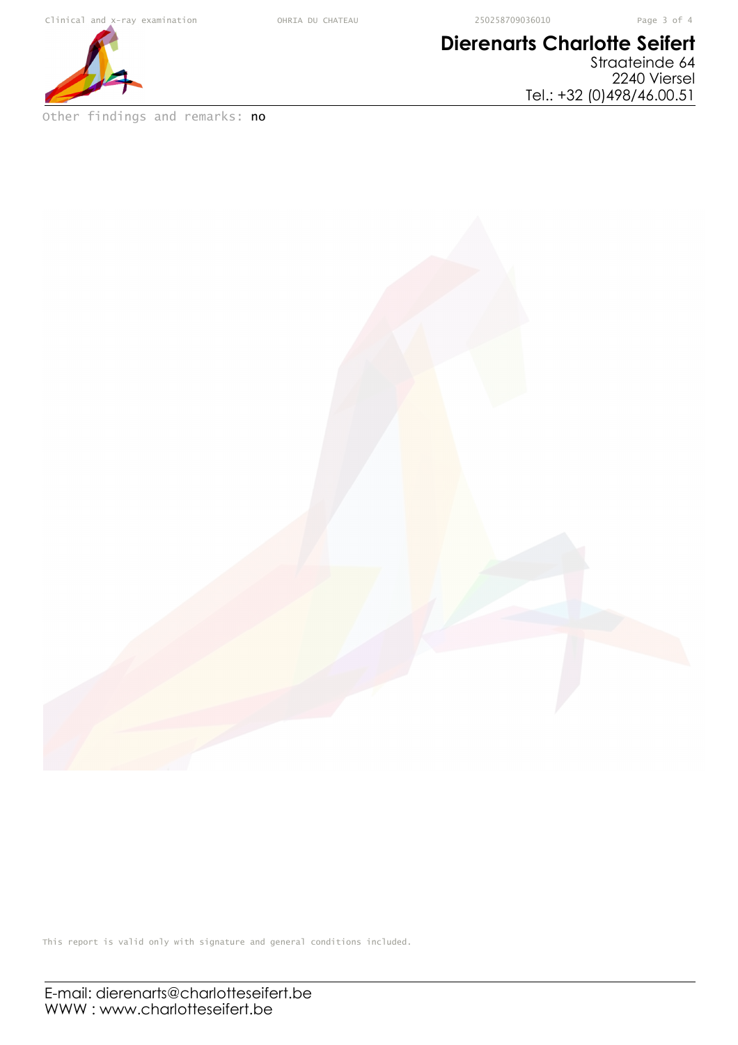**Dierenarts Charlotte Seifert**
Straateinde 64
2240 Viersel
Tel.: +32 (0)498/46.00.51

Other findings and remarks: **no**

This report is valid only with signature and general conditions included.

E-mail: dierenarts@charlotteseifert.be
WWW : www.charlotteseifert.be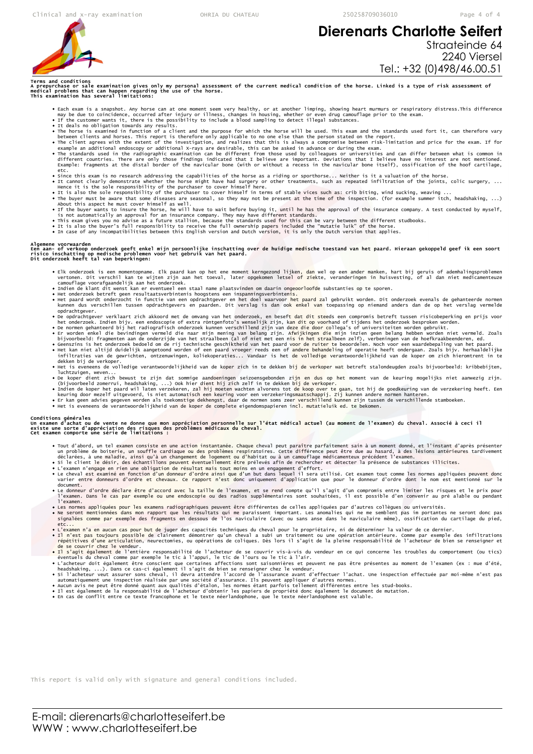# Dierenarts Charlotte Seifert

Straateinde 64
2240 Viersel
Tel.: +32 (0)498/46.00.51

**Terms and conditions**
**A prepurchase or sale examination gives only my personal assessment of the current medical condition of the horse. Linked is a type of risk assessment of medical problems that can happen regarding the use of the horse.**
**This examination has several limitations:**

- Each exam is a snapshot. Any horse can at one moment seem very healthy, or at another limping, showing heart murmurs or respiratory distress.This difference may be due to coincidence, occurred after injury or illness, changes in housing, whether or even drug camouflage prior to the exam.
- If the customer wants it, there is the possibility to include a blood sampling to detect illegal substances.
- It deals no obligation towards any results.
- The horse is examined in function of a client and the purpose for which the horse will be used. This exam and the standards used fort it, can therefore vary between clients and horses. This report is therefore only applicable to no one else than the person stated on the report.
- The client agrees with the extent of the investigation, and realizes that this is always a compromise between risk-limitation and price for the exam. If for example an additional endoscopy or additional X-rays are desirable, this can be asked in advance or during the exam.
- The standards used in the radiographic examination can be different from those used by colleagues or universities and can differ between what is common in different countries. There are only those findings indicated that I believe are important. Deviations that I believe have no interest are not mentioned. Example: fragments at the distal border of the navicular bone (with or without a recess in the navicular bone itself), ossification of the hoof cartilage, etc.
- Since this exam is no research addressing the capabilities of the horse as a riding or sporthorse... Neither is it a valuation of the horse.
- It cannot clearly demonstrate whether the horse might have had surgery or other treatments, such as repeated infiltration of the joints, colic surgery, ... Hence it is the sole responsibility of the purchaser to cover himself here.
- It is also the sole responsibility of the purchaser to cover himself in terms of stable vices such as: crib biting, wind sucking, weaving ...
- The buyer must be aware that some diseases are seasonal, so they may not be present at the time of the inspection. (for example summer itch, headshaking, ...) About this aspect he must cover himself as well.
- If the buyer wants to insure the horse, he will have to wait before buying it, until he has the approval of the insurance company. A test conducted by myself, is not automatically an approval for an insurance company. They may have different standards.
- This exam gives you no advise as a future stallion, because the standards used for this can be vary between the different studbooks.
- It is also the buyer's full responsibility to receive the full ownership papers included the "mutatie luik" of the horse.
- In case of any incompatibilities between this English version and Dutch version, it is only the Dutch version that applies.

**Algemene voorwaarden**
**Een aan- of verkoop onderzoek geeft enkel mijn persoonlijke inschatting over de huidige medische toestand van het paard. Hieraan gekoppeld geef ik een soort risico inschatting op medische problemen voor het gebruik van het paard.**
**Dit onderzoek heeft tal van beperkingen:**

- Elk onderzoek is een momentopname. Elk paard kan op het ene moment kerngezond lijken, dan wel op een ander manken, hart bij geruis of ademhalingsproblemen vertonen. Dit verschil kan te wijten zijn aan het toeval, later opgekomen letsel of ziekte, veranderingen in huisvesting, of al dan niet medicamenteuze camouflage voorafgaandelijk aan het onderzoek.
- Indien de klant dit wenst kan er eventueel een staal name plaatsvinden om daarin ongeoorloofde substanties op te sporen.
- Het onderzoek betreft geen resultaatsverbintenis hoogstens een inspanningsverbintenis.
- Het paard wordt onderzocht in functie van een opdrachtgever en het doel waarvoor het paard zal gebruikt worden. Dit onderzoek evenals de gehanteerde normen kunnen dus verschillen tussen opdrachtgevers en paarden. Dit verslag is dan ook enkel van toepassing op niemand anders dan de op het verslag vermelde opdrachtgever.
- De opdrachtgever verklaart zich akkoord met de omvang van het onderzoek, en beseft dat dit steeds een compromis betreft tussen risicobeperking en prijs voor het onderzoek. Indien bijv. een endoscopie of extra röntgenfoto's wenselijk zijn, kan dit op voorhand of tijdens het onderzoek besproken worden.
- De normen gehanteerd bij het radiografisch onderzoek kunnen verschillend zijn van deze die door collega's of universiteiten worden gebruikt.
- Er worden enkel die bevindingen vermeld die naar mijn mening van belang zijn. Afwijkingen die mijn inzien geen belang hebben worden niet vermeld. Zoals bijvoorbeeld: fragmenten aan de onderzijde van het straalbeen (al of niet met een nis in het straalbeen zelf), verbeningen van de hoefkraakbeenderen, ed.
- Geenszins is het onderzoek bedoeld om de rij technische geschiktheid van het paard voor de ruiter te beoordelen. Noch voor een waardebepaling van het paard.
- Het kan niet altijd duidelijk aangetoond worden of een paard vroeger reeds een of andere behandeling of operatie heeft ondergaan. Zoals bijv. herhaaldelijke infiltraties van de gewrichten, ontzenuwingen, koliekoperaties... Vandaar is het de volledige verantwoordelijkheid van de koper om zich hieromtrent in te dekken bij de verkoper.
- Het is eveneens de volledige verantwoordelijkheid van de koper zich in te dekken bij de verkoper wat betreft stalondeugden zoals bijvoorbeeld: kribbebijten, luchtzuigen, weven...
- De koper dient zich bewust te zijn dat sommige aandoeningen seizoensgebonden zijn en dus op het moment van de keuring mogelijks niet aanwezig zijn. (bijvoorbeeld zomerrui, headshaking, ...) Ook hier dient hij zich zelf in te dekken bij de verkoper.
- Indien de koper het paard wil laten verzekeren, zal hij moeten wachten alvorens tot de koop over te gaan, tot hij de goedkeuring van de verzekering heeft. Een keuring door mezelf uitgevoerd, is niet automatisch een keuring voor een verzekeringsmaatschappij. Zij kunnen andere normen hanteren.
- Er kan geen advies gegeven worden als toekomstige dekhengst, daar de normen soms zeer verschillend kunnen zijn tussen de verschillende stamboeken.
- Het is eveneens de verantwoordelijkheid van de koper de complete eigendomspapieren incl. mutatieluik ed. te bekomen.

**Conditions générales**
**Un examen d'achat ou de vente ne donne que mon appréciation personnelle sur l'état médical actuel (au moment de l'examen) du cheval. Associé à ceci il existe une sorte d'appréciation des risques des problèmes médicaux du cheval.**
**Cet examen comporte une série de limitations :**

- Tout d'abord, un tel examen consiste en une action instantanée. Chaque cheval peut paraître parfaitement sain à un moment donné, et l'instant d'après présenter un problème de boiterie, un souffle cardiaque ou des problèmes respiratoires. Cette différence peut être due au hasard, à des lésions antérieures tardivement déclarées, à une maladie, ainsi qu'à un changement de logement ou d'habitat ou à un camouflage médicamenteux précédent l'examen.
- Si le client le désir, des échantillons peuvent éventuellement être prélevés afin de rechercher et détecter la présence de substances illicites.
- L'examen n'engage en rien une obligation de résultat mais tout moins en un engagement d'effort.
- Le cheval est examiné en fonction d'un donneur d'ordre ainsi que d'un but dans lequel il sera utilisé. Cet examen tout comme les normes appliquées peuvent donc varier entre donneurs d'ordre et chevaux. Ce rapport n'est donc uniquement d'application que pour le donneur d'ordre dont le nom est mentionné sur le document.
- Le donneur d'ordre déclare être d'accord avec la taille de l'examen, et se rend compte qu'il s'agit d'un compromis entre limiter les risques et le prix pour l'examen. Dans le cas par exemple ou une endoscopie ou des radios supplémentaires sont souhaitées, il est possible d'en convenir au pré alable ou pendant l'examen.
- Les normes appliquées pour les examens radiographiques peuvent être différentes de celles appliquées par d'autres collègues ou universités.
- Ne seront mentionnées dans mon rapport que les résultats qui me paraissent important. Les anomalies qui ne me semblent pas im portantes ne seront donc pas signalées comme par exemple des fragments en dessous de l'os naviculaire (avec ou sans anse dans le naviculaire même), ossification du cartilage du pied, etc...
- L'examen n'a en aucun cas pour but de juger des capacités techniques du cheval pour le propriétaire, ni de déterminer la valeur de ce dernier.
- Il n'est pas toujours possible de clairement démontrer qu'un cheval a subi un traitement ou une opération antérieure. Comme par exemple des infiltrations répétitives d'une articulation, neurectomies, ou opérations de coliques. Dès lors il s'agit de la pleine responsabilité de l'acheteur de bien se renseigner et de se couvrir chez le vendeur.
- Il s'agit également de l'entière responsabilité de l'acheteur de se couvrir vis-à-vis du vendeur en ce qui concerne les troubles du comportement (ou tics) éventuels du cheval comme par exemple le tic à l'appui, le tic de l'ours ou le tic à l'air.
- L'acheteur doit également être conscient que certaines affections sont saisonnières et peuvent ne pas être présentes au moment de l'examen (ex : mue d'été, headshaking, ...). Dans ce cas-ci également il s'agit de bien se renseigner chez le vendeur.
- Si l'acheteur veut assurer sons cheval, il devra attendre l'accord de l'assurance avant d'effectuer l'achat. Une inspection effectuée par moi-même n'est pas automatiquement une inspection réalisée par une société d'assurance. Ils peuvent appliquer d'autres normes.
- Aucun avis ne peut être donné quant aux qualités d'étalon, les normes étant parfois tellement différentes entre les stud-books.
- Il est également de la responsabilité de l'acheteur d'obtenir les papiers de propriété donc également le document de mutation.
- En cas de conflit entre ce texte francophone et le texte néerlandophone, que le texte néerlandophone est valable.

This report is valid only with signature and general conditions included.

E-mail: dierenarts@charlotteseifert.be
WWW : www.charlotteseifert.be